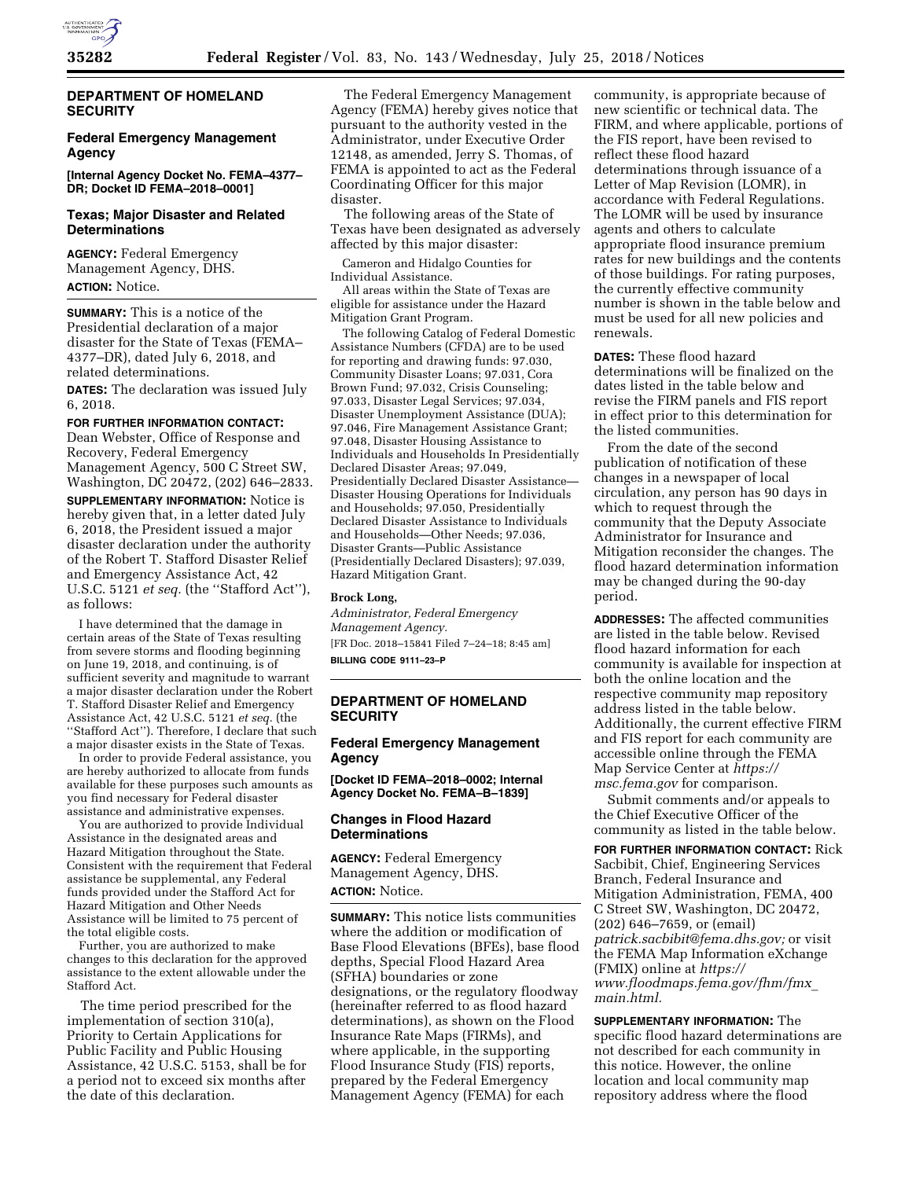## DEPARTMENT OF HOMELAND SECURITY

### Federal Emergency Management Agency

**[Internal Agency Docket No. FEMA–4377–DR; Docket ID FEMA–2018–0001]**

### Texas; Major Disaster and Related Determinations

**AGENCY:** Federal Emergency Management Agency, DHS.

**ACTION:** Notice.

**SUMMARY:** This is a notice of the Presidential declaration of a major disaster for the State of Texas (FEMA–4377–DR), dated July 6, 2018, and related determinations.

**DATES:** The declaration was issued July 6, 2018.

**FOR FURTHER INFORMATION CONTACT:** Dean Webster, Office of Response and Recovery, Federal Emergency Management Agency, 500 C Street SW, Washington, DC 20472, (202) 646–2833.

**SUPPLEMENTARY INFORMATION:** Notice is hereby given that, in a letter dated July 6, 2018, the President issued a major disaster declaration under the authority of the Robert T. Stafford Disaster Relief and Emergency Assistance Act, 42 U.S.C. 5121 *et seq.* (the "Stafford Act"), as follows:

I have determined that the damage in certain areas of the State of Texas resulting from severe storms and flooding beginning on June 19, 2018, and continuing, is of sufficient severity and magnitude to warrant a major disaster declaration under the Robert T. Stafford Disaster Relief and Emergency Assistance Act, 42 U.S.C. 5121 *et seq.* (the "Stafford Act"). Therefore, I declare that such a major disaster exists in the State of Texas.

In order to provide Federal assistance, you are hereby authorized to allocate from funds available for these purposes such amounts as you find necessary for Federal disaster assistance and administrative expenses.

You are authorized to provide Individual Assistance in the designated areas and Hazard Mitigation throughout the State. Consistent with the requirement that Federal assistance be supplemental, any Federal funds provided under the Stafford Act for Hazard Mitigation and Other Needs Assistance will be limited to 75 percent of the total eligible costs.

Further, you are authorized to make changes to this declaration for the approved assistance to the extent allowable under the Stafford Act.

The time period prescribed for the implementation of section 310(a), Priority to Certain Applications for Public Facility and Public Housing Assistance, 42 U.S.C. 5153, shall be for a period not to exceed six months after the date of this declaration.

The Federal Emergency Management Agency (FEMA) hereby gives notice that pursuant to the authority vested in the Administrator, under Executive Order 12148, as amended, Jerry S. Thomas, of FEMA is appointed to act as the Federal Coordinating Officer for this major disaster.

The following areas of the State of Texas have been designated as adversely affected by this major disaster:

Cameron and Hidalgo Counties for Individual Assistance.

All areas within the State of Texas are eligible for assistance under the Hazard Mitigation Grant Program.

The following Catalog of Federal Domestic Assistance Numbers (CFDA) are to be used for reporting and drawing funds: 97.030, Community Disaster Loans; 97.031, Cora Brown Fund; 97.032, Crisis Counseling; 97.033, Disaster Legal Services; 97.034, Disaster Unemployment Assistance (DUA); 97.046, Fire Management Assistance Grant; 97.048, Disaster Housing Assistance to Individuals and Households In Presidentially Declared Disaster Areas; 97.049, Presidentially Declared Disaster Assistance—Disaster Housing Operations for Individuals and Households; 97.050, Presidentially Declared Disaster Assistance to Individuals and Households—Other Needs; 97.036, Disaster Grants—Public Assistance (Presidentially Declared Disasters); 97.039, Hazard Mitigation Grant.

**Brock Long,**

*Administrator, Federal Emergency Management Agency.*

[FR Doc. 2018–15841 Filed 7–24–18; 8:45 am]

**BILLING CODE 9111–23–P**

## DEPARTMENT OF HOMELAND SECURITY

### Federal Emergency Management Agency

**[Docket ID FEMA–2018–0002; Internal Agency Docket No. FEMA–B–1839]**

### Changes in Flood Hazard Determinations

**AGENCY:** Federal Emergency Management Agency, DHS.

**ACTION:** Notice.

**SUMMARY:** This notice lists communities where the addition or modification of Base Flood Elevations (BFEs), base flood depths, Special Flood Hazard Area (SFHA) boundaries or zone designations, or the regulatory floodway (hereinafter referred to as flood hazard determinations), as shown on the Flood Insurance Rate Maps (FIRMs), and where applicable, in the supporting Flood Insurance Study (FIS) reports, prepared by the Federal Emergency Management Agency (FEMA) for each community, is appropriate because of new scientific or technical data. The FIRM, and where applicable, portions of the FIS report, have been revised to reflect these flood hazard determinations through issuance of a Letter of Map Revision (LOMR), in accordance with Federal Regulations. The LOMR will be used by insurance agents and others to calculate appropriate flood insurance premium rates for new buildings and the contents of those buildings. For rating purposes, the currently effective community number is shown in the table below and must be used for all new policies and renewals.

**DATES:** These flood hazard determinations will be finalized on the dates listed in the table below and revise the FIRM panels and FIS report in effect prior to this determination for the listed communities.

From the date of the second publication of notification of these changes in a newspaper of local circulation, any person has 90 days in which to request through the community that the Deputy Associate Administrator for Insurance and Mitigation reconsider the changes. The flood hazard determination information may be changed during the 90-day period.

**ADDRESSES:** The affected communities are listed in the table below. Revised flood hazard information for each community is available for inspection at both the online location and the respective community map repository address listed in the table below. Additionally, the current effective FIRM and FIS report for each community are accessible online through the FEMA Map Service Center at *https://msc.fema.gov* for comparison.

Submit comments and/or appeals to the Chief Executive Officer of the community as listed in the table below.

**FOR FURTHER INFORMATION CONTACT:** Rick Sacbibit, Chief, Engineering Services Branch, Federal Insurance and Mitigation Administration, FEMA, 400 C Street SW, Washington, DC 20472, (202) 646–7659, or (email) *patrick.sacbibit@fema.dhs.gov;* or visit the FEMA Map Information eXchange (FMIX) online at *https://www.floodmaps.fema.gov/fhm/fmx_main.html.*

**SUPPLEMENTARY INFORMATION:** The specific flood hazard determinations are not described for each community in this notice. However, the online location and local community map repository address where the flood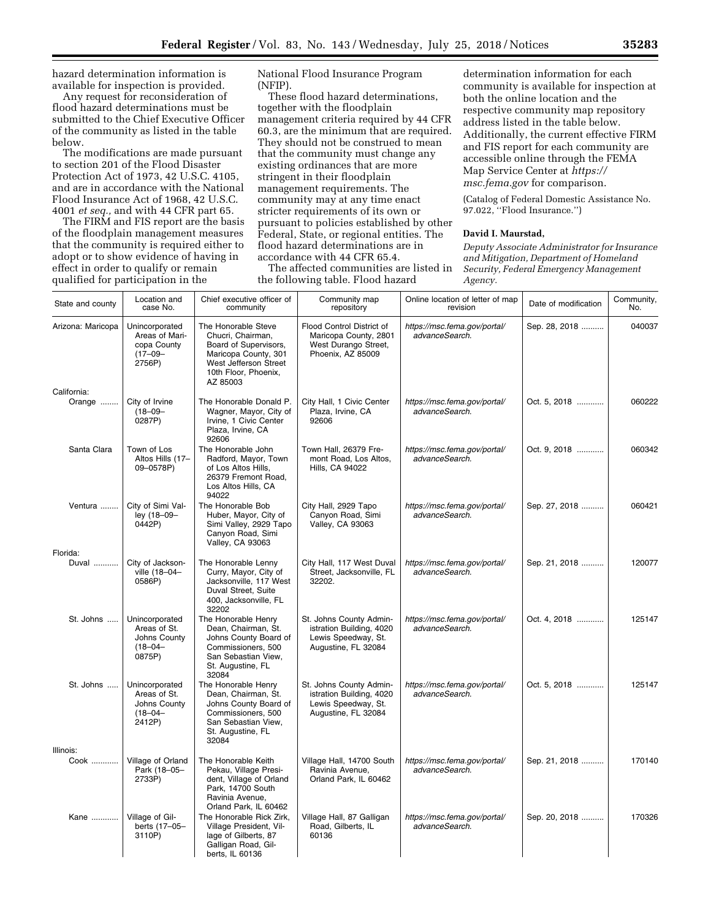hazard determination information is available for inspection is provided.

Any request for reconsideration of flood hazard determinations must be submitted to the Chief Executive Officer of the community as listed in the table below.

The modifications are made pursuant to section 201 of the Flood Disaster Protection Act of 1973, 42 U.S.C. 4105, and are in accordance with the National Flood Insurance Act of 1968, 42 U.S.C. 4001 *et seq.,* and with 44 CFR part 65.

The FIRM and FIS report are the basis of the floodplain management measures that the community is required either to adopt or to show evidence of having in effect in order to qualify or remain qualified for participation in the National Flood Insurance Program (NFIP).

These flood hazard determinations, together with the floodplain management criteria required by 44 CFR 60.3, are the minimum that are required. They should not be construed to mean that the community must change any existing ordinances that are more stringent in their floodplain management requirements. The community may at any time enact stricter requirements of its own or pursuant to policies established by other Federal, State, or regional entities. The flood hazard determinations are in accordance with 44 CFR 65.4.

The affected communities are listed in the following table. Flood hazard determination information for each community is available for inspection at both the online location and the respective community map repository address listed in the table below. Additionally, the current effective FIRM and FIS report for each community are accessible online through the FEMA Map Service Center at *https://msc.fema.gov* for comparison.

(Catalog of Federal Domestic Assistance No. 97.022, ''Flood Insurance.'')

**David I. Maurstad,**

*Deputy Associate Administrator for Insurance and Mitigation, Department of Homeland Security, Federal Emergency Management Agency.*

| State and county | Location and case No. | Chief executive officer of community | Community map repository | Online location of letter of map revision | Date of modification | Community, No. |
|---|---|---|---|---|---|---|
| Arizona: Maricopa | Unincorporated Areas of Maricopa County (17–09–2756P) | The Honorable Steve Chucri, Chairman, Board of Supervisors, Maricopa County, 301 West Jefferson Street 10th Floor, Phoenix, AZ 85003 | Flood Control District of Maricopa County, 2801 West Durango Street, Phoenix, AZ 85009 | *https://msc.fema.gov/portal/advanceSearch.* | Sep. 28, 2018 | 040037 |
| California: | | | | | | |
| Orange | City of Irvine (18–09–0287P) | The Honorable Donald P. Wagner, Mayor, City of Irvine, 1 Civic Center Plaza, Irvine, CA 92606 | City Hall, 1 Civic Center Plaza, Irvine, CA 92606 | *https://msc.fema.gov/portal/advanceSearch.* | Oct. 5, 2018 | 060222 |
| Santa Clara | Town of Los Altos Hills (17–09–0578P) | The Honorable John Radford, Mayor, Town of Los Altos Hills, 26379 Fremont Road, Los Altos Hills, CA 94022 | Town Hall, 26379 Fremont Road, Los Altos, Hills, CA 94022 | *https://msc.fema.gov/portal/advanceSearch.* | Oct. 9, 2018 | 060342 |
| Ventura | City of Simi Valley (18–09–0442P) | The Honorable Bob Huber, Mayor, City of Simi Valley, 2929 Tapo Canyon Road, Simi Valley, CA 93063 | City Hall, 2929 Tapo Canyon Road, Simi Valley, CA 93063 | *https://msc.fema.gov/portal/advanceSearch.* | Sep. 27, 2018 | 060421 |
| Florida: | | | | | | |
| Duval | City of Jacksonville (18–04–0586P) | The Honorable Lenny Curry, Mayor, City of Jacksonville, 117 West Duval Street, Suite 400, Jacksonville, FL 32202 | City Hall, 117 West Duval Street, Jacksonville, FL 32202. | *https://msc.fema.gov/portal/advanceSearch.* | Sep. 21, 2018 | 120077 |
| St. Johns | Unincorporated Areas of St. Johns County (18–04–0875P) | The Honorable Henry Dean, Chairman, St. Johns County Board of Commissioners, 500 San Sebastian View, St. Augustine, FL 32084 | St. Johns County Administration Building, 4020 Lewis Speedway, St. Augustine, FL 32084 | *https://msc.fema.gov/portal/advanceSearch.* | Oct. 4, 2018 | 125147 |
| St. Johns | Unincorporated Areas of St. Johns County (18–04–2412P) | The Honorable Henry Dean, Chairman, St. Johns County Board of Commissioners, 500 San Sebastian View, St. Augustine, FL 32084 | St. Johns County Administration Building, 4020 Lewis Speedway, St. Augustine, FL 32084 | *https://msc.fema.gov/portal/advanceSearch.* | Oct. 5, 2018 | 125147 |
| Illinois: | | | | | | |
| Cook | Village of Orland Park (18–05–2733P) | The Honorable Keith Pekau, Village President, Village of Orland Park, 14700 South Ravinia Avenue, Orland Park, IL 60462 | Village Hall, 14700 South Ravinia Avenue, Orland Park, IL 60462 | *https://msc.fema.gov/portal/advanceSearch.* | Sep. 21, 2018 | 170140 |
| Kane | Village of Gilberts (17–05–3110P) | The Honorable Rick Zirk, Village President, Village of Gilberts, 87 Galligan Road, Gilberts, IL 60136 | Village Hall, 87 Galligan Road, Gilberts, IL 60136 | *https://msc.fema.gov/portal/advanceSearch.* | Sep. 20, 2018 | 170326 |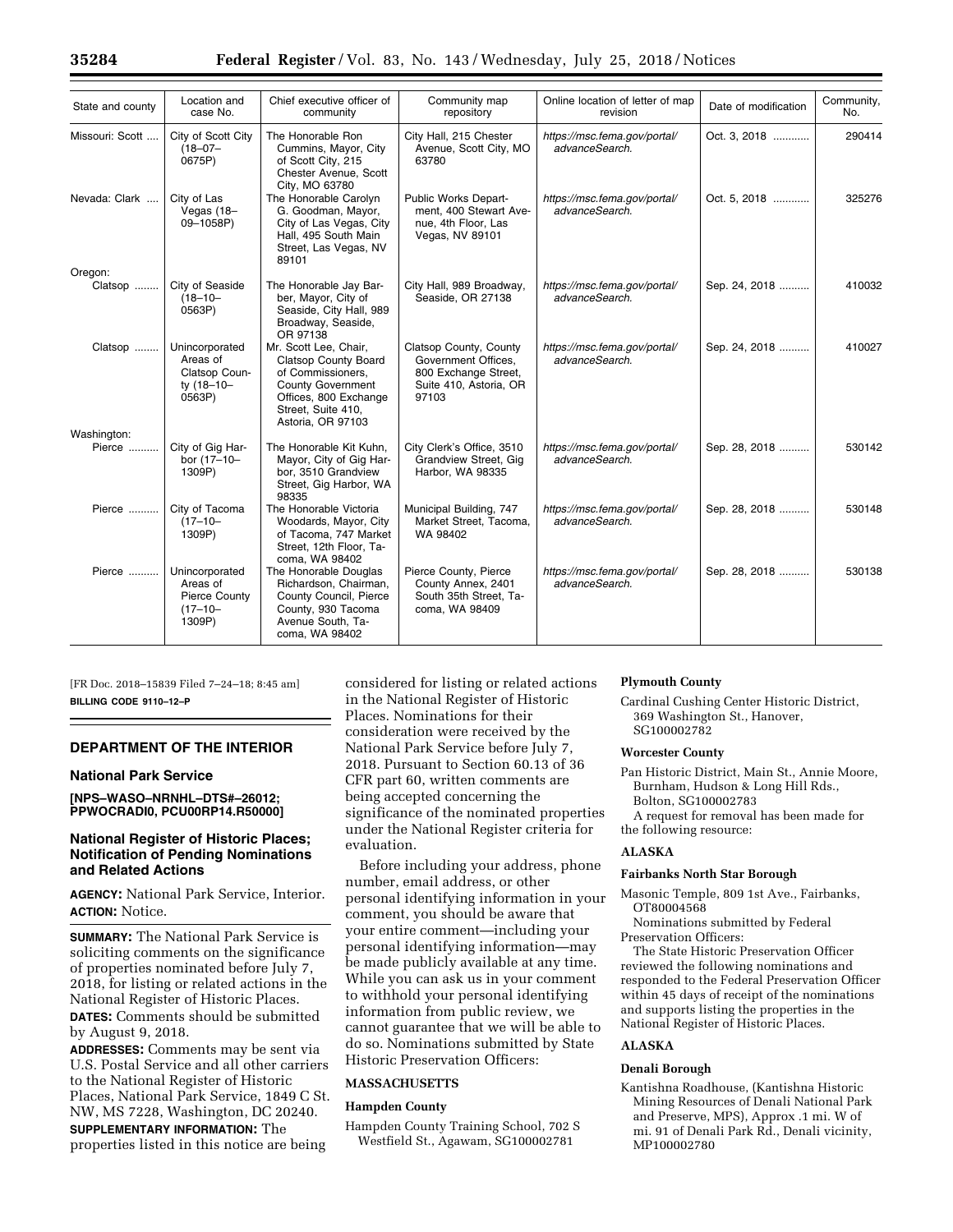| State and county | Location and case No. | Chief executive officer of community | Community map repository | Online location of letter of map revision | Date of modification | Community, No. |
|---|---|---|---|---|---|---|
| Missouri: Scott | City of Scott City (18–07–0675P) | The Honorable Ron Cummins, Mayor, City of Scott City, 215 Chester Avenue, Scott City, MO 63780 | City Hall, 215 Chester Avenue, Scott City, MO 63780 | *https://msc.fema.gov/portal/advanceSearch.* | Oct. 3, 2018 | 290414 |
| Nevada: Clark | City of Las Vegas (18–09–1058P) | The Honorable Carolyn G. Goodman, Mayor, City of Las Vegas, City Hall, 495 South Main Street, Las Vegas, NV 89101 | Public Works Department, 400 Stewart Avenue, 4th Floor, Las Vegas, NV 89101 | *https://msc.fema.gov/portal/advanceSearch.* | Oct. 5, 2018 | 325276 |
| Oregon: | | | | | | |
| Clatsop | City of Seaside (18–10–0563P) | The Honorable Jay Barber, Mayor, City of Seaside, City Hall, 989 Broadway, Seaside, OR 97138 | City Hall, 989 Broadway, Seaside, OR 27138 | *https://msc.fema.gov/portal/advanceSearch.* | Sep. 24, 2018 | 410032 |
| Clatsop | Unincorporated Areas of Clatsop County (18–10–0563P) | Mr. Scott Lee, Chair, Clatsop County Board of Commissioners, County Government Offices, 800 Exchange Street, Suite 410, Astoria, OR 97103 | Clatsop County, County Government Offices, 800 Exchange Street, Suite 410, Astoria, OR 97103 | *https://msc.fema.gov/portal/advanceSearch.* | Sep. 24, 2018 | 410027 |
| Washington: | | | | | | |
| Pierce | City of Gig Harbor (17–10–1309P) | The Honorable Kit Kuhn, Mayor, City of Gig Harbor, 3510 Grandview Street, Gig Harbor, WA 98335 | City Clerk's Office, 3510 Grandview Street, Gig Harbor, WA 98335 | *https://msc.fema.gov/portal/advanceSearch.* | Sep. 28, 2018 | 530142 |
| Pierce | City of Tacoma (17–10–1309P) | The Honorable Victoria Woodards, Mayor, City of Tacoma, 747 Market Street, 12th Floor, Tacoma, WA 98402 | Municipal Building, 747 Market Street, Tacoma, WA 98402 | *https://msc.fema.gov/portal/advanceSearch.* | Sep. 28, 2018 | 530148 |
| Pierce | Unincorporated Areas of Pierce County (17–10–1309P) | The Honorable Douglas Richardson, Chairman, County Council, Pierce County, 930 Tacoma Avenue South, Tacoma, WA 98402 | Pierce County, Pierce County Annex, 2401 South 35th Street, Tacoma, WA 98409 | *https://msc.fema.gov/portal/advanceSearch.* | Sep. 28, 2018 | 530138 |

[FR Doc. 2018–15839 Filed 7–24–18; 8:45 am]

**BILLING CODE 9110–12–P**

## DEPARTMENT OF THE INTERIOR

### National Park Service

**[NPS–WASO–NRNHL–DTS#–26012; PPWOCRADI0, PCU00RP14.R50000]**

### National Register of Historic Places; Notification of Pending Nominations and Related Actions

**AGENCY:** National Park Service, Interior.

**ACTION:** Notice.

**SUMMARY:** The National Park Service is soliciting comments on the significance of properties nominated before July 7, 2018, for listing or related actions in the National Register of Historic Places.

**DATES:** Comments should be submitted by August 9, 2018.

**ADDRESSES:** Comments may be sent via U.S. Postal Service and all other carriers to the National Register of Historic Places, National Park Service, 1849 C St. NW, MS 7228, Washington, DC 20240.

**SUPPLEMENTARY INFORMATION:** The properties listed in this notice are being considered for listing or related actions in the National Register of Historic Places. Nominations for their consideration were received by the National Park Service before July 7, 2018. Pursuant to Section 60.13 of 36 CFR part 60, written comments are being accepted concerning the significance of the nominated properties under the National Register criteria for evaluation.

Before including your address, phone number, email address, or other personal identifying information in your comment, you should be aware that your entire comment—including your personal identifying information—may be made publicly available at any time. While you can ask us in your comment to withhold your personal identifying information from public review, we cannot guarantee that we will be able to do so. Nominations submitted by State Historic Preservation Officers:

**MASSACHUSETTS**

**Hampden County**

Hampden County Training School, 702 S Westfield St., Agawam, SG100002781

**Plymouth County**

Cardinal Cushing Center Historic District, 369 Washington St., Hanover, SG100002782

**Worcester County**

Pan Historic District, Main St., Annie Moore, Burnham, Hudson & Long Hill Rds., Bolton, SG100002783

A request for removal has been made for the following resource:

**ALASKA**

**Fairbanks North Star Borough**

Masonic Temple, 809 1st Ave., Fairbanks, OT80004568

Nominations submitted by Federal Preservation Officers:

The State Historic Preservation Officer reviewed the following nominations and responded to the Federal Preservation Officer within 45 days of receipt of the nominations and supports listing the properties in the National Register of Historic Places.

**ALASKA**

**Denali Borough**

Kantishna Roadhouse, (Kantishna Historic Mining Resources of Denali National Park and Preserve, MPS), Approx .1 mi. W of mi. 91 of Denali Park Rd., Denali vicinity, MP100002780